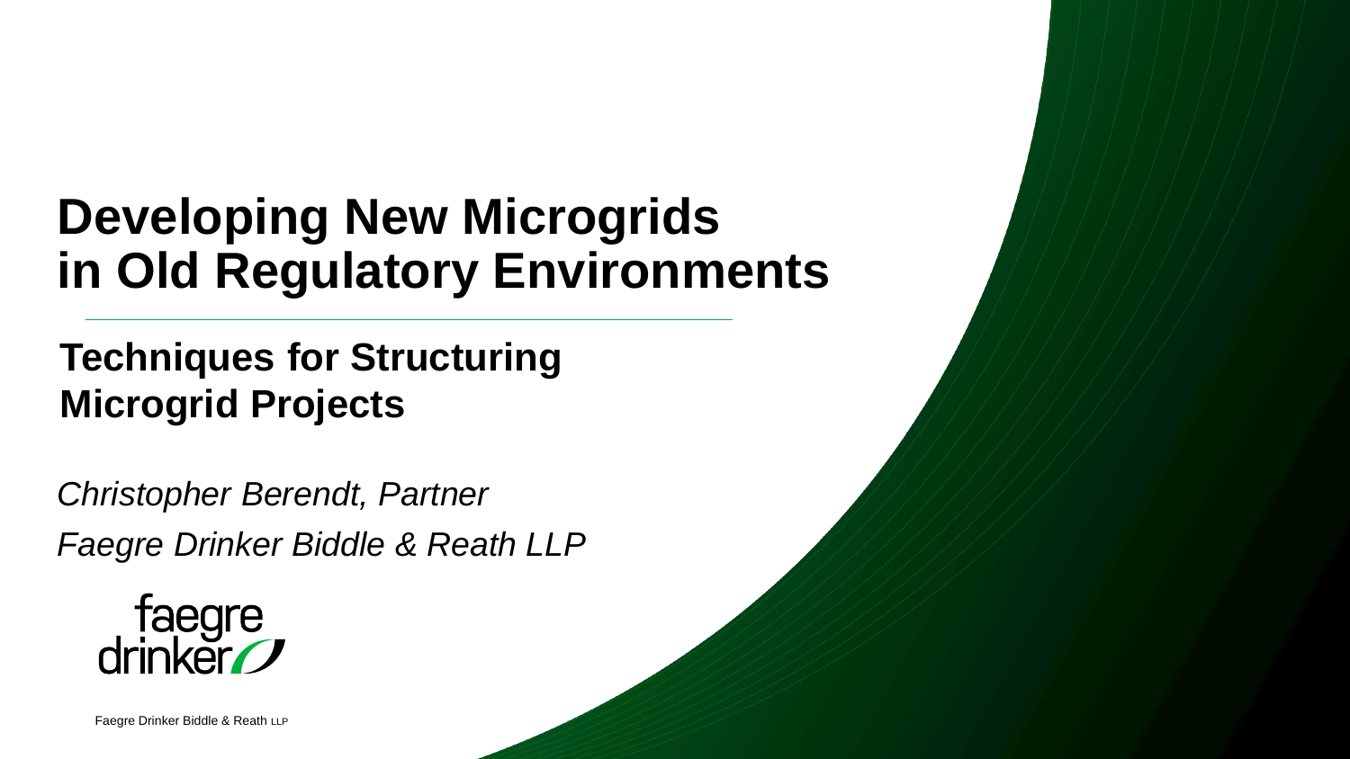# Developing New Microgrids in Old Regulatory Environments

---

## Techniques for Structuring Microgrid Projects

*Christopher Berendt, Partner*

*Faegre Drinker Biddle & Reath LLP*

faegre drinker

Faegre Drinker Biddle & Reath LLP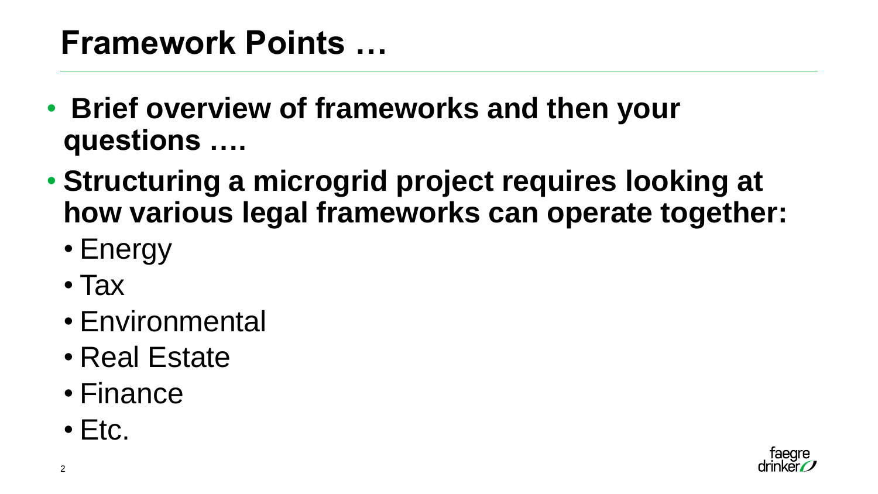# Framework Points …

- **Brief overview of frameworks and then your questions ….**
- **Structuring a microgrid project requires looking at how various legal frameworks can operate together:**
  - Energy
  - Tax
  - Environmental
  - Real Estate
  - Finance
  - Etc.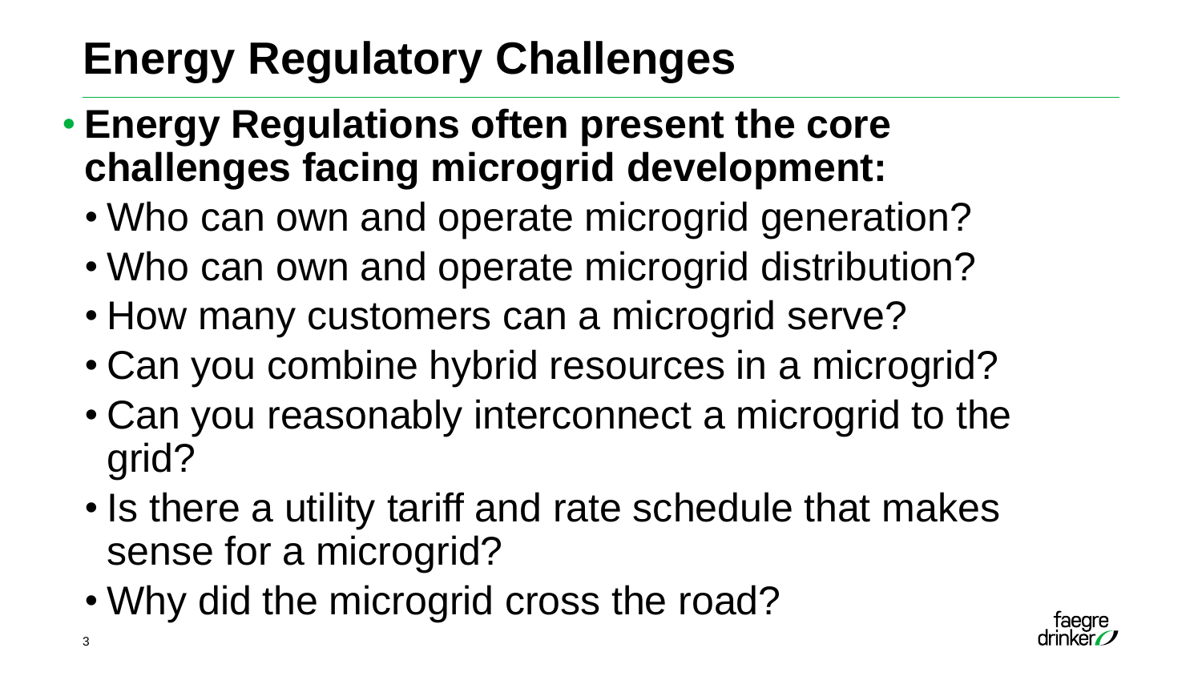# Energy Regulatory Challenges

- **Energy Regulations often present the core challenges facing microgrid development:**
  - Who can own and operate microgrid generation?
  - Who can own and operate microgrid distribution?
  - How many customers can a microgrid serve?
  - Can you combine hybrid resources in a microgrid?
  - Can you reasonably interconnect a microgrid to the grid?
  - Is there a utility tariff and rate schedule that makes sense for a microgrid?
  - Why did the microgrid cross the road?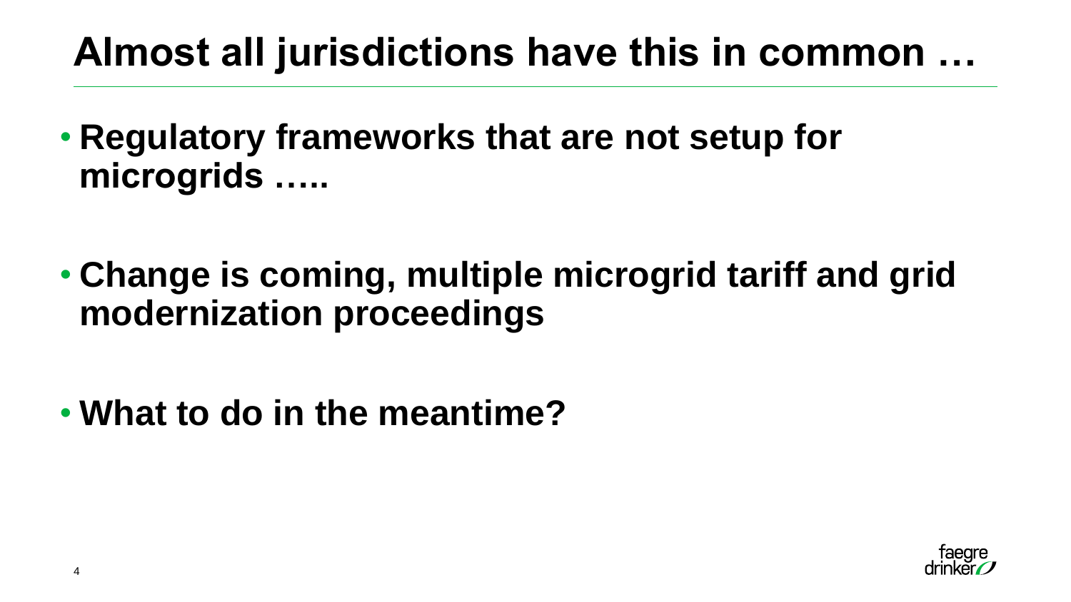# Almost all jurisdictions have this in common …

- **Regulatory frameworks that are not setup for microgrids …..**
- **Change is coming, multiple microgrid tariff and grid modernization proceedings**
- **What to do in the meantime?**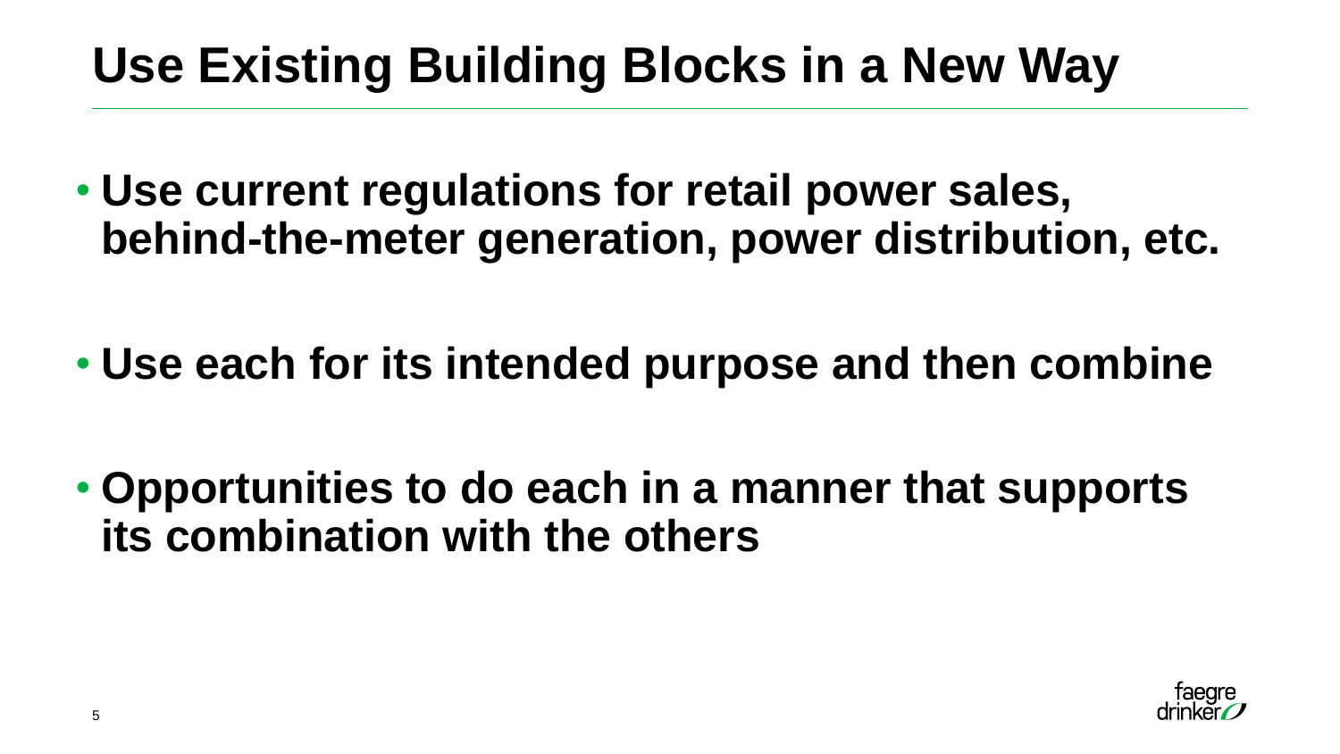# Use Existing Building Blocks in a New Way

- **Use current regulations for retail power sales, behind-the-meter generation, power distribution, etc.**
- **Use each for its intended purpose and then combine**
- **Opportunities to do each in a manner that supports its combination with the others**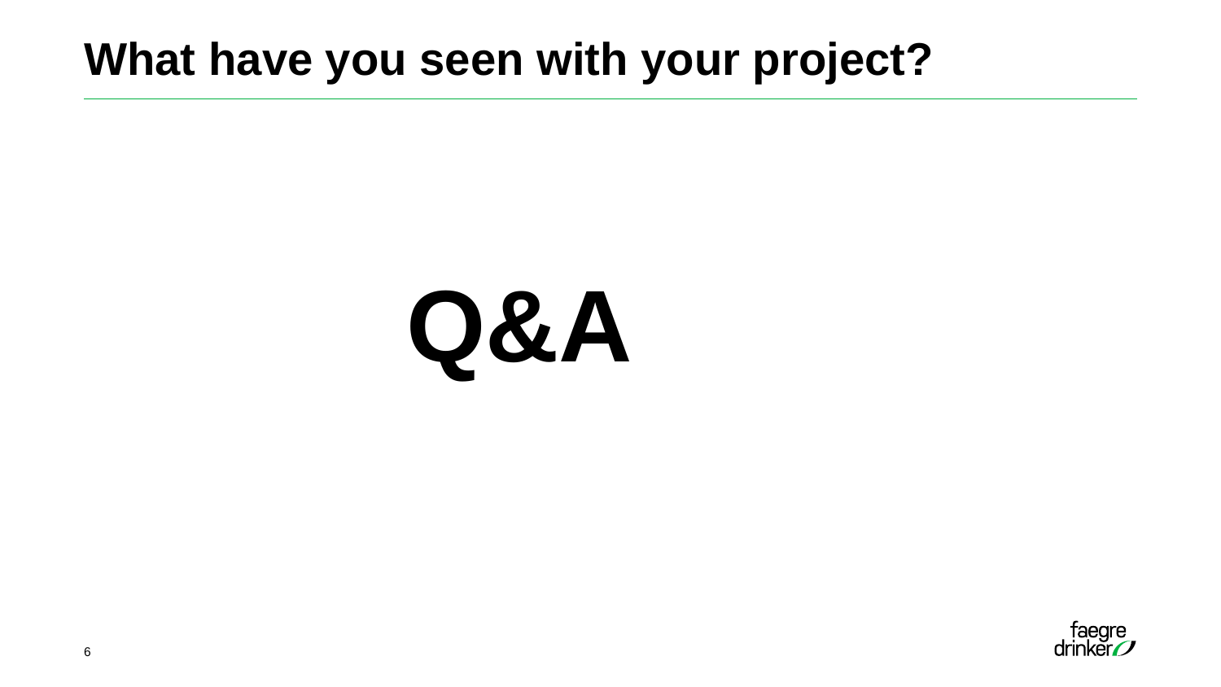# What have you seen with your project?

**Q&A**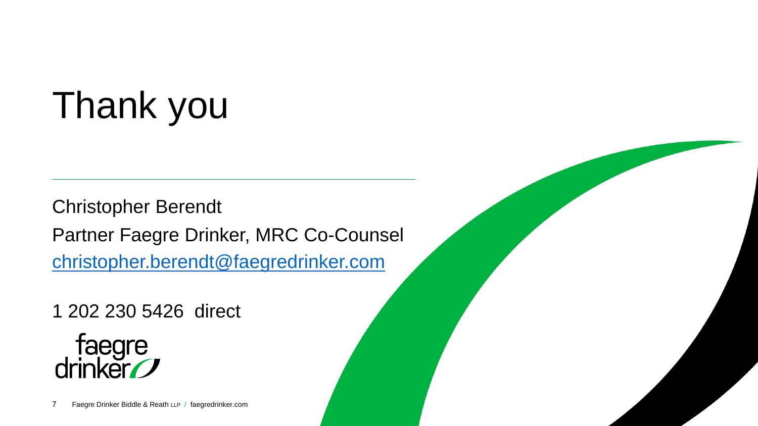# Thank you

Christopher Berendt

Partner Faegre Drinker, MRC Co-Counsel

christopher.berendt@faegredrinker.com

1 202 230 5426 direct

faegre drinker